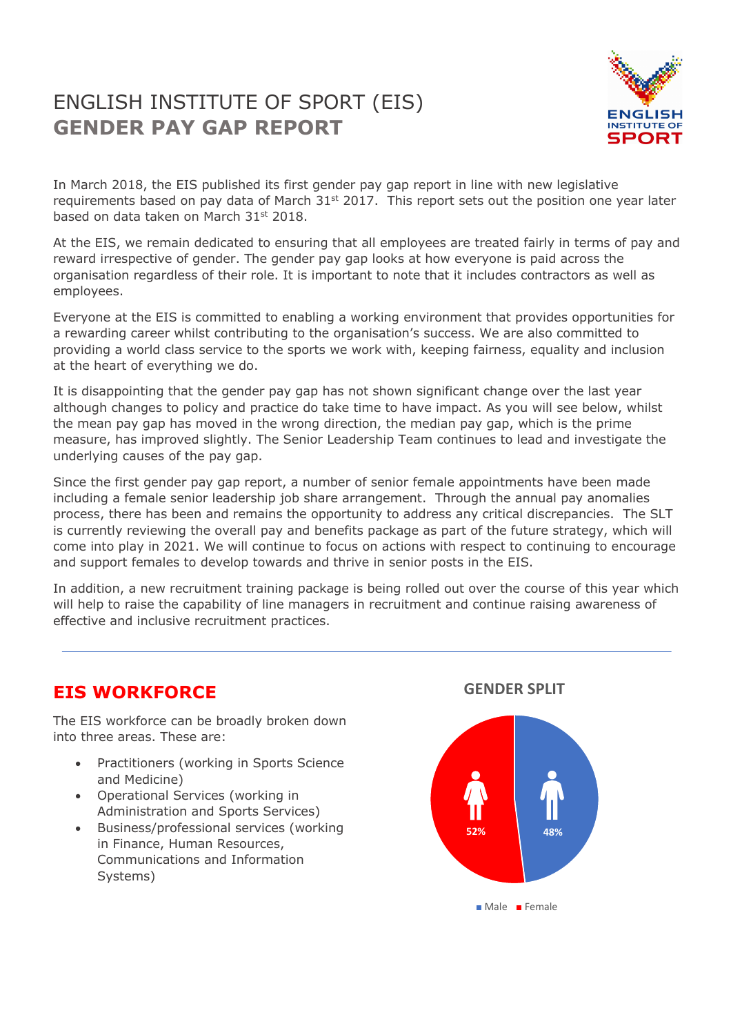# ENGLISH INSTITUTE OF SPORT (EIS)
# GENDER PAY GAP REPORT

In March 2018, the EIS published its first gender pay gap report in line with new legislative requirements based on pay data of March 31st 2017. This report sets out the position one year later based on data taken on March 31st 2018.

At the EIS, we remain dedicated to ensuring that all employees are treated fairly in terms of pay and reward irrespective of gender. The gender pay gap looks at how everyone is paid across the organisation regardless of their role. It is important to note that it includes contractors as well as employees.

Everyone at the EIS is committed to enabling a working environment that provides opportunities for a rewarding career whilst contributing to the organisation's success. We are also committed to providing a world class service to the sports we work with, keeping fairness, equality and inclusion at the heart of everything we do.

It is disappointing that the gender pay gap has not shown significant change over the last year although changes to policy and practice do take time to have impact. As you will see below, whilst the mean pay gap has moved in the wrong direction, the median pay gap, which is the prime measure, has improved slightly. The Senior Leadership Team continues to lead and investigate the underlying causes of the pay gap.

Since the first gender pay gap report, a number of senior female appointments have been made including a female senior leadership job share arrangement. Through the annual pay anomalies process, there has been and remains the opportunity to address any critical discrepancies. The SLT is currently reviewing the overall pay and benefits package as part of the future strategy, which will come into play in 2021. We will continue to focus on actions with respect to continuing to encourage and support females to develop towards and thrive in senior posts in the EIS.

In addition, a new recruitment training package is being rolled out over the course of this year which will help to raise the capability of line managers in recruitment and continue raising awareness of effective and inclusive recruitment practices.

---

## EIS WORKFORCE

The EIS workforce can be broadly broken down into three areas. These are:

- Practitioners (working in Sports Science and Medicine)
- Operational Services (working in Administration and Sports Services)
- Business/professional services (working in Finance, Human Resources, Communications and Information Systems)

**GENDER SPLIT**

| Gender | Share |
|---|---|
| Male | 48% |
| Female | 52% |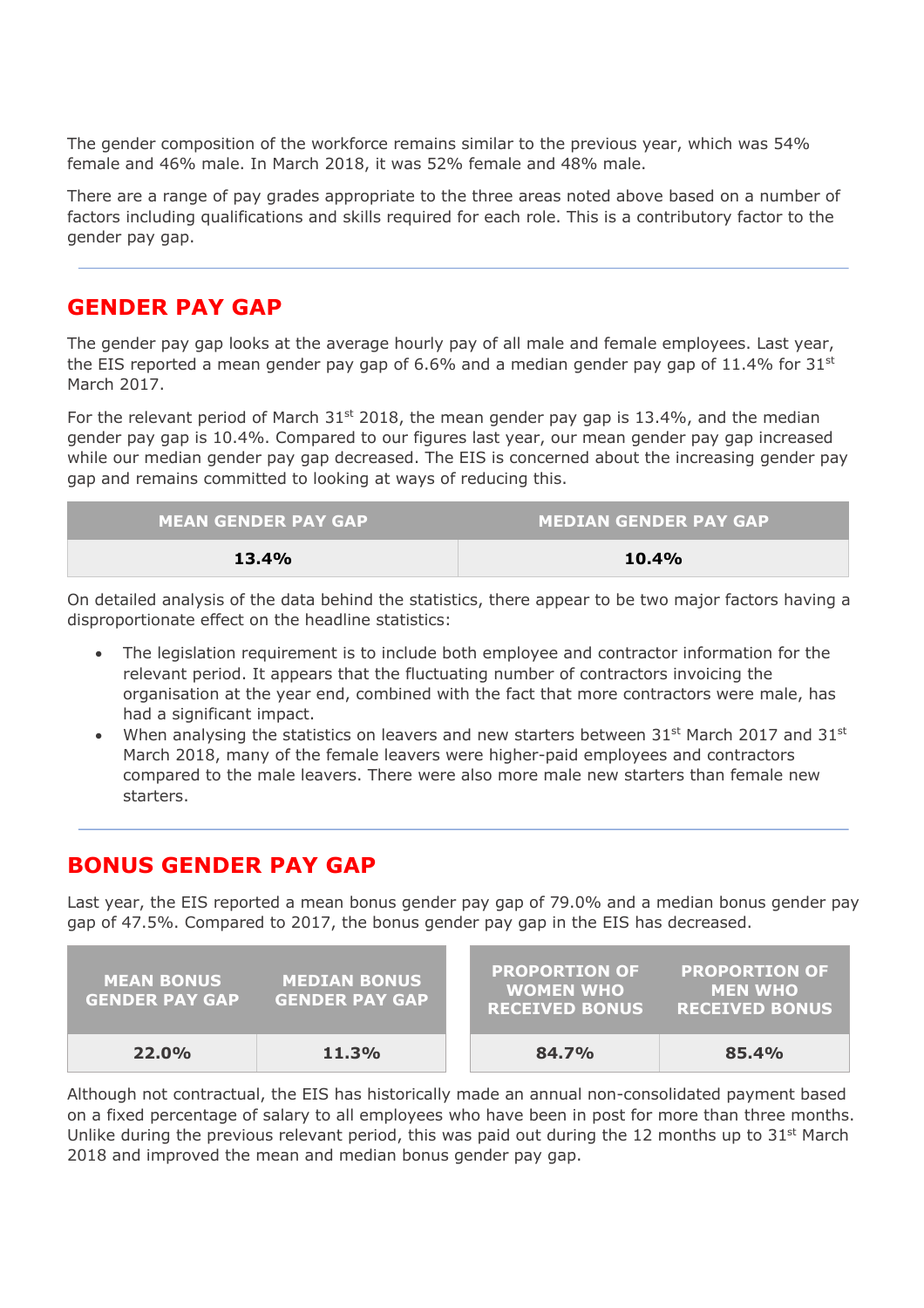The gender composition of the workforce remains similar to the previous year, which was 54% female and 46% male. In March 2018, it was 52% female and 48% male.

There are a range of pay grades appropriate to the three areas noted above based on a number of factors including qualifications and skills required for each role. This is a contributory factor to the gender pay gap.

## GENDER PAY GAP

The gender pay gap looks at the average hourly pay of all male and female employees. Last year, the EIS reported a mean gender pay gap of 6.6% and a median gender pay gap of 11.4% for 31st March 2017.

For the relevant period of March 31st 2018, the mean gender pay gap is 13.4%, and the median gender pay gap is 10.4%. Compared to our figures last year, our mean gender pay gap increased while our median gender pay gap decreased. The EIS is concerned about the increasing gender pay gap and remains committed to looking at ways of reducing this.

| MEAN GENDER PAY GAP | MEDIAN GENDER PAY GAP |
|---|---|
| **13.4%** | **10.4%** |

On detailed analysis of the data behind the statistics, there appear to be two major factors having a disproportionate effect on the headline statistics:

- The legislation requirement is to include both employee and contractor information for the relevant period. It appears that the fluctuating number of contractors invoicing the organisation at the year end, combined with the fact that more contractors were male, has had a significant impact.
- When analysing the statistics on leavers and new starters between 31st March 2017 and 31st March 2018, many of the female leavers were higher-paid employees and contractors compared to the male leavers. There were also more male new starters than female new starters.

## BONUS GENDER PAY GAP

Last year, the EIS reported a mean bonus gender pay gap of 79.0% and a median bonus gender pay gap of 47.5%. Compared to 2017, the bonus gender pay gap in the EIS has decreased.

| MEAN BONUS GENDER PAY GAP | MEDIAN BONUS GENDER PAY GAP |
|---|---|
| **22.0%** | **11.3%** |

| PROPORTION OF WOMEN WHO RECEIVED BONUS | PROPORTION OF MEN WHO RECEIVED BONUS |
|---|---|
| **84.7%** | **85.4%** |

Although not contractual, the EIS has historically made an annual non-consolidated payment based on a fixed percentage of salary to all employees who have been in post for more than three months. Unlike during the previous relevant period, this was paid out during the 12 months up to 31st March 2018 and improved the mean and median bonus gender pay gap.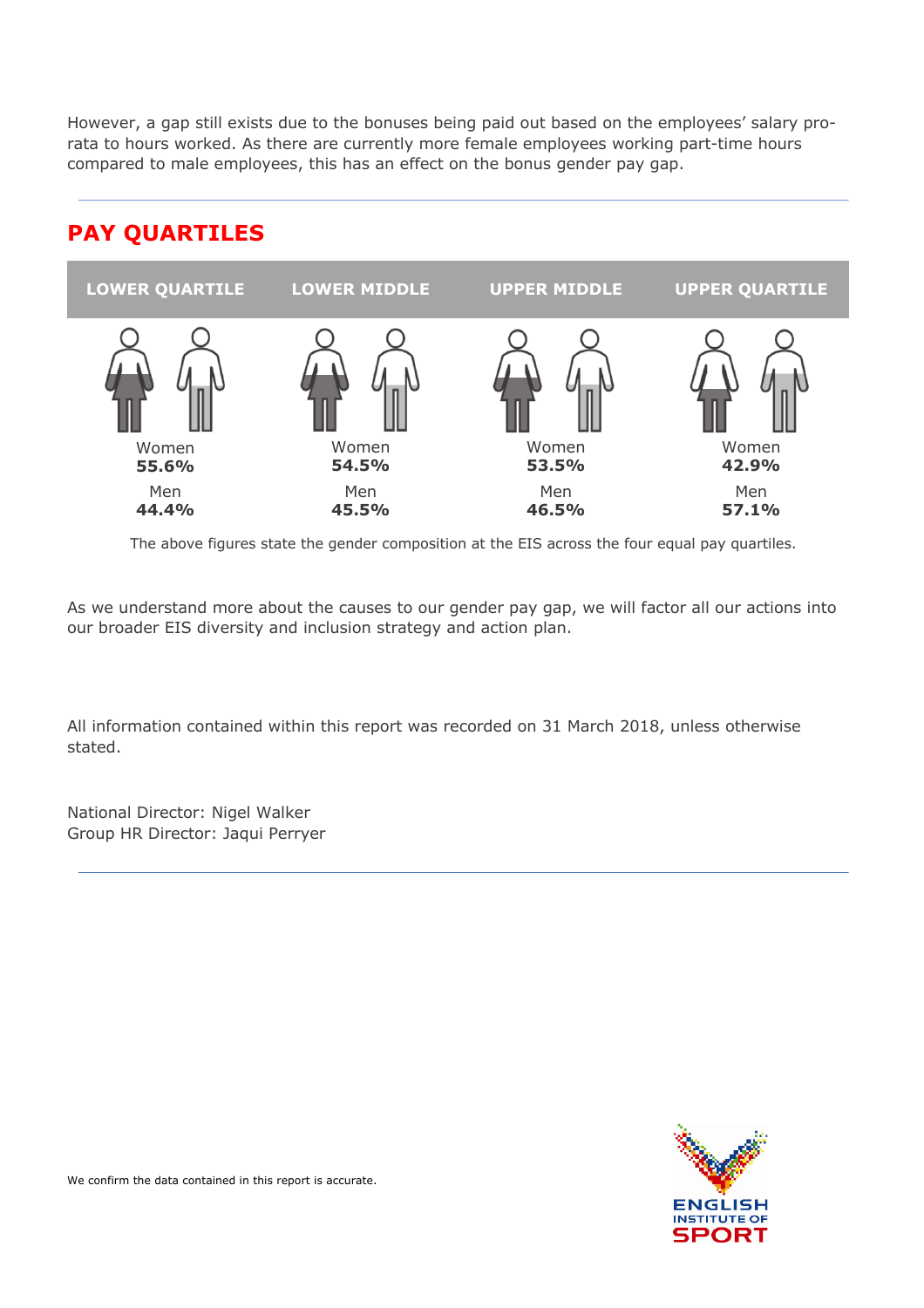However, a gap still exists due to the bonuses being paid out based on the employees' salary pro-rata to hours worked. As there are currently more female employees working part-time hours compared to male employees, this has an effect on the bonus gender pay gap.

## PAY QUARTILES

| LOWER QUARTILE | LOWER MIDDLE | UPPER MIDDLE | UPPER QUARTILE |
|---|---|---|---|
| Women **55.6%** | Women **54.5%** | Women **53.5%** | Women **42.9%** |
| Men **44.4%** | Men **45.5%** | Men **46.5%** | Men **57.1%** |

The above figures state the gender composition at the EIS across the four equal pay quartiles.

As we understand more about the causes to our gender pay gap, we will factor all our actions into our broader EIS diversity and inclusion strategy and action plan.

All information contained within this report was recorded on 31 March 2018, unless otherwise stated.

National Director: Nigel Walker
Group HR Director: Jaqui Perryer

We confirm the data contained in this report is accurate.

ENGLISH INSTITUTE OF SPORT